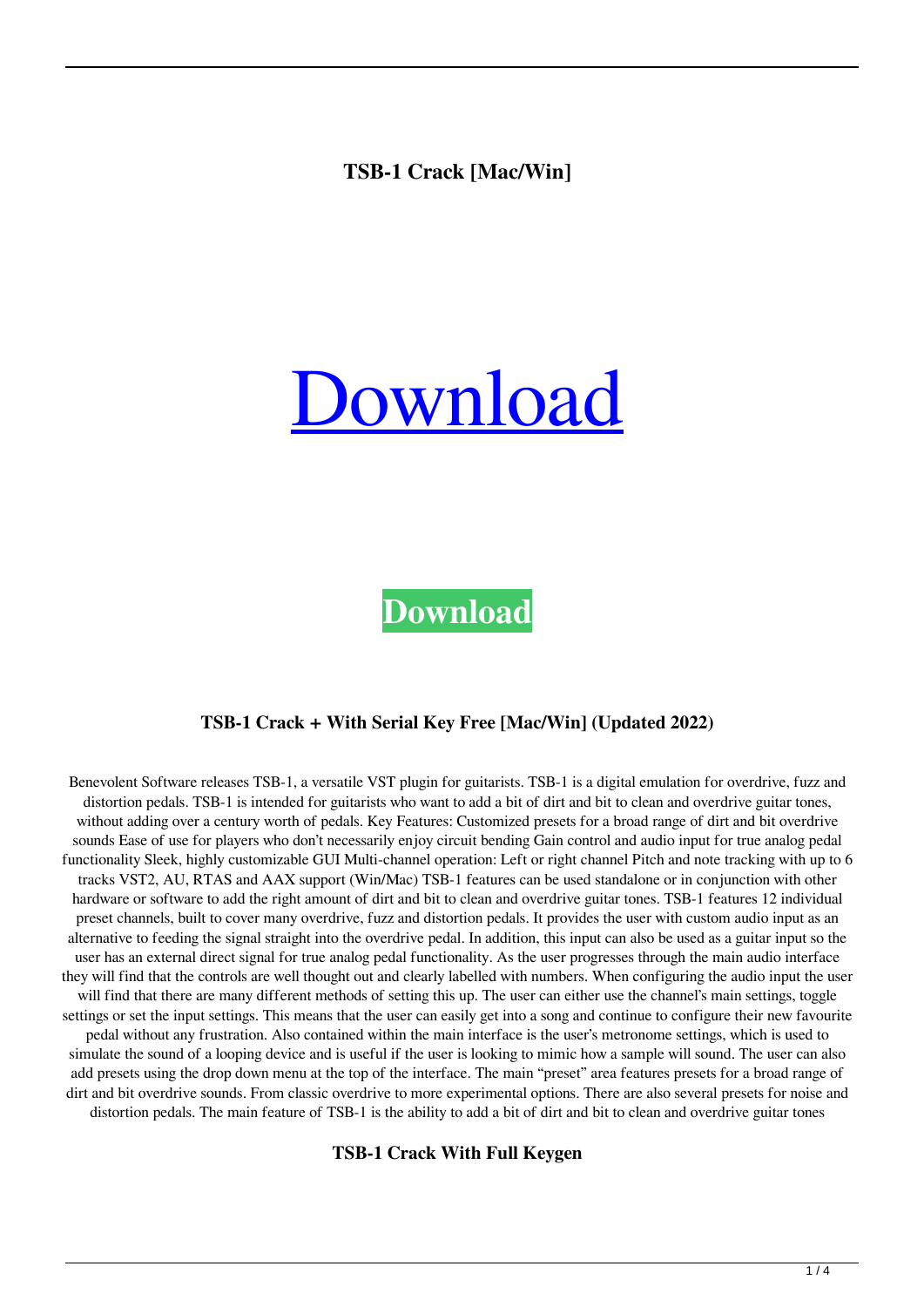**TSB-1 Crack [Mac/Win]**

# Download

**Download**

### TSB-1 Crack + With Serial Key Free [Mac/Win] (Updated 2022)

Benevolent Software releases TSB-1, a versatile VST plugin for guitarists. TSB-1 is a digital emulation for overdrive, fuzz and distortion pedals. TSB-1 is intended for guitarists who want to add a bit of dirt and bit to clean and overdrive guitar tones, without adding over a century worth of pedals. Key Features: Customized presets for a broad range of dirt and bit overdrive sounds Ease of use for players who don't necessarily enjoy circuit bending Gain control and audio input for true analog pedal functionality Sleek, highly customizable GUI Multi-channel operation: Left or right channel Pitch and note tracking with up to 6 tracks VST2, AU, RTAS and AAX support (Win/Mac) TSB-1 features can be used standalone or in conjunction with other hardware or software to add the right amount of dirt and bit to clean and overdrive guitar tones. TSB-1 features 12 individual preset channels, built to cover many overdrive, fuzz and distortion pedals. It provides the user with custom audio input as an alternative to feeding the signal straight into the overdrive pedal. In addition, this input can also be used as a guitar input so the user has an external direct signal for true analog pedal functionality. As the user progresses through the main audio interface they will find that the controls are well thought out and clearly labelled with numbers. When configuring the audio input the user will find that there are many different methods of setting this up. The user can either use the channel's main settings, toggle settings or set the input settings. This means that the user can easily get into a song and continue to configure their new favourite pedal without any frustration. Also contained within the main interface is the user's metronome settings, which is used to simulate the sound of a looping device and is useful if the user is looking to mimic how a sample will sound. The user can also add presets using the drop down menu at the top of the interface. The main "preset" area features presets for a broad range of dirt and bit overdrive sounds. From classic overdrive to more experimental options. There are also several presets for noise and distortion pedals. The main feature of TSB-1 is the ability to add a bit of dirt and bit to clean and overdrive guitar tones

### TSB-1 Crack With Full Keygen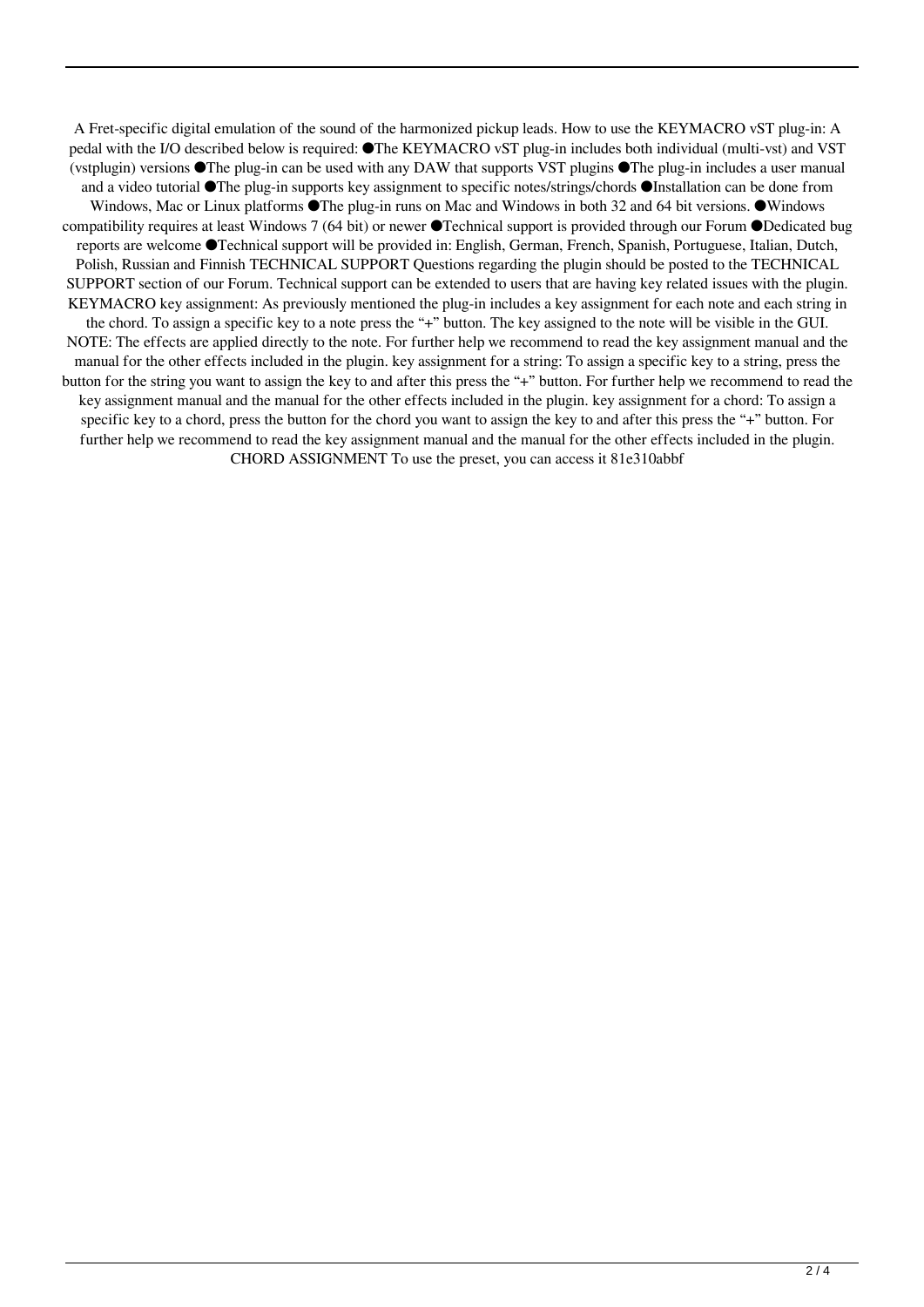A Fret-specific digital emulation of the sound of the harmonized pickup leads. How to use the KEYMACRO vST plug-in: A pedal with the I/O described below is required: ●The KEYMACRO vST plug-in includes both individual (multi-vst) and VST (vstplugin) versions ●The plug-in can be used with any DAW that supports VST plugins ●The plug-in includes a user manual and a video tutorial ●The plug-in supports key assignment to specific notes/strings/chords ●Installation can be done from Windows, Mac or Linux platforms ●The plug-in runs on Mac and Windows in both 32 and 64 bit versions. ●Windows compatibility requires at least Windows 7 (64 bit) or newer ●Technical support is provided through our Forum ●Dedicated bug reports are welcome ●Technical support will be provided in: English, German, French, Spanish, Portuguese, Italian, Dutch, Polish, Russian and Finnish TECHNICAL SUPPORT Questions regarding the plugin should be posted to the TECHNICAL SUPPORT section of our Forum. Technical support can be extended to users that are having key related issues with the plugin. KEYMACRO key assignment: As previously mentioned the plug-in includes a key assignment for each note and each string in the chord. To assign a specific key to a note press the "+" button. The key assigned to the note will be visible in the GUI. NOTE: The effects are applied directly to the note. For further help we recommend to read the key assignment manual and the manual for the other effects included in the plugin. key assignment for a string: To assign a specific key to a string, press the button for the string you want to assign the key to and after this press the "+" button. For further help we recommend to read the key assignment manual and the manual for the other effects included in the plugin. key assignment for a chord: To assign a specific key to a chord, press the button for the chord you want to assign the key to and after this press the "+" button. For further help we recommend to read the key assignment manual and the manual for the other effects included in the plugin. CHORD ASSIGNMENT To use the preset, you can access it 81e310abbf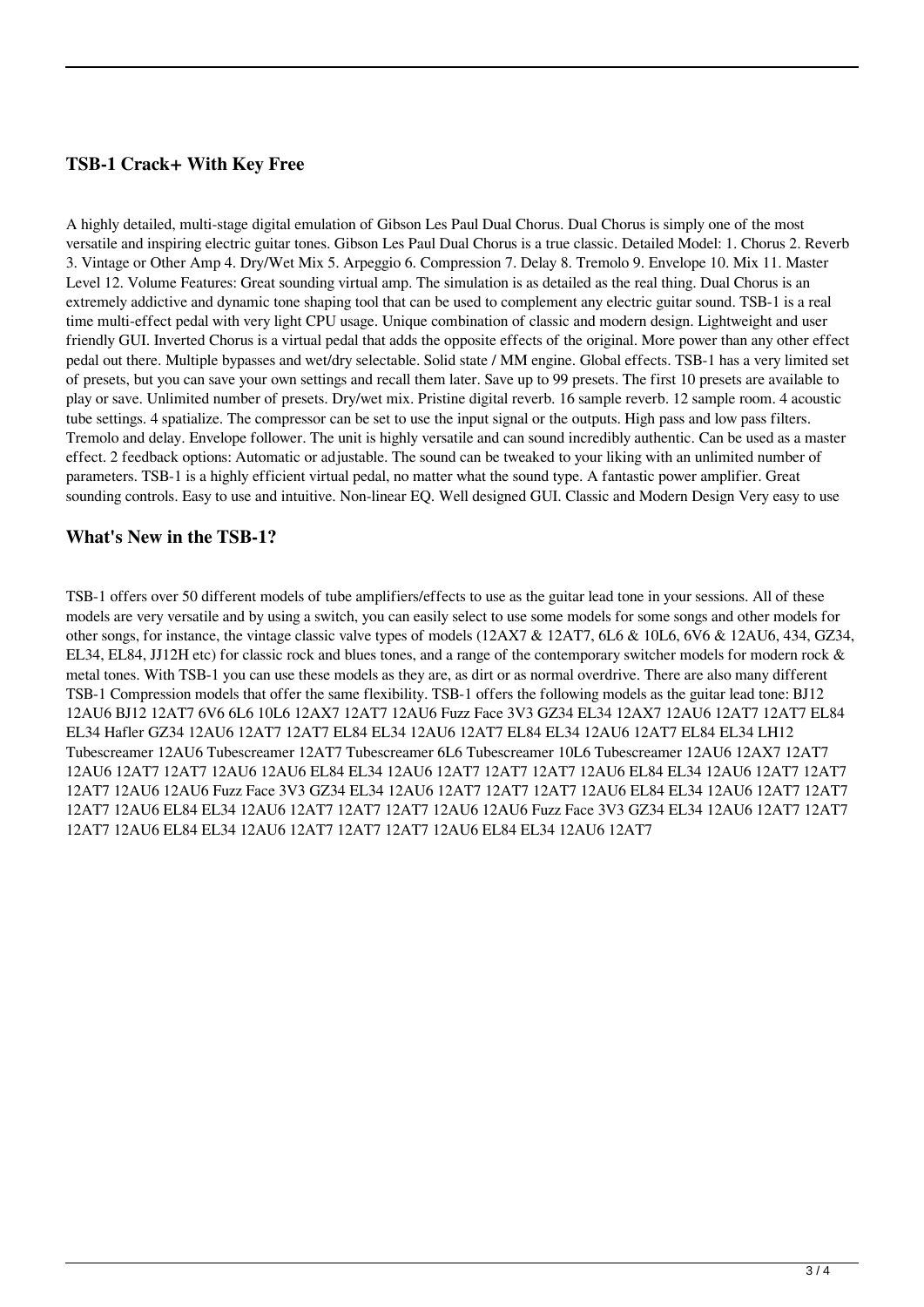### TSB-1 Crack+ With Key Free

A highly detailed, multi-stage digital emulation of Gibson Les Paul Dual Chorus. Dual Chorus is simply one of the most versatile and inspiring electric guitar tones. Gibson Les Paul Dual Chorus is a true classic. Detailed Model: 1. Chorus 2. Reverb 3. Vintage or Other Amp 4. Dry/Wet Mix 5. Arpeggio 6. Compression 7. Delay 8. Tremolo 9. Envelope 10. Mix 11. Master Level 12. Volume Features: Great sounding virtual amp. The simulation is as detailed as the real thing. Dual Chorus is an extremely addictive and dynamic tone shaping tool that can be used to complement any electric guitar sound. TSB-1 is a real time multi-effect pedal with very light CPU usage. Unique combination of classic and modern design. Lightweight and user friendly GUI. Inverted Chorus is a virtual pedal that adds the opposite effects of the original. More power than any other effect pedal out there. Multiple bypasses and wet/dry selectable. Solid state / MM engine. Global effects. TSB-1 has a very limited set of presets, but you can save your own settings and recall them later. Save up to 99 presets. The first 10 presets are available to play or save. Unlimited number of presets. Dry/wet mix. Pristine digital reverb. 16 sample reverb. 12 sample room. 4 acoustic tube settings. 4 spatialize. The compressor can be set to use the input signal or the outputs. High pass and low pass filters. Tremolo and delay. Envelope follower. The unit is highly versatile and can sound incredibly authentic. Can be used as a master effect. 2 feedback options: Automatic or adjustable. The sound can be tweaked to your liking with an unlimited number of parameters. TSB-1 is a highly efficient virtual pedal, no matter what the sound type. A fantastic power amplifier. Great sounding controls. Easy to use and intuitive. Non-linear EQ. Well designed GUI. Classic and Modern Design Very easy to use

### What's New in the TSB-1?

TSB-1 offers over 50 different models of tube amplifiers/effects to use as the guitar lead tone in your sessions. All of these models are very versatile and by using a switch, you can easily select to use some models for some songs and other models for other songs, for instance, the vintage classic valve types of models (12AX7 & 12AT7, 6L6 & 10L6, 6V6 & 12AU6, 434, GZ34, EL34, EL84, JJ12H etc) for classic rock and blues tones, and a range of the contemporary switcher models for modern rock & metal tones. With TSB-1 you can use these models as they are, as dirt or as normal overdrive. There are also many different TSB-1 Compression models that offer the same flexibility. TSB-1 offers the following models as the guitar lead tone: BJ12 12AU6 BJ12 12AT7 6V6 6L6 10L6 12AX7 12AT7 12AU6 Fuzz Face 3V3 GZ34 EL34 12AX7 12AU6 12AT7 12AT7 EL84 EL34 Hafler GZ34 12AU6 12AT7 12AT7 EL84 EL34 12AU6 12AT7 EL84 EL34 12AU6 12AT7 EL84 EL34 LH12 Tubescreamer 12AU6 Tubescreamer 12AT7 Tubescreamer 6L6 Tubescreamer 10L6 Tubescreamer 12AU6 12AX7 12AT7 12AU6 12AT7 12AT7 12AU6 12AU6 EL84 EL34 12AU6 12AT7 12AT7 12AT7 12AU6 EL84 EL34 12AU6 12AT7 12AT7 12AT7 12AU6 12AU6 Fuzz Face 3V3 GZ34 EL34 12AU6 12AT7 12AT7 12AT7 12AU6 EL84 EL34 12AU6 12AT7 12AT7 12AT7 12AU6 EL84 EL34 12AU6 12AT7 12AT7 12AT7 12AU6 12AU6 Fuzz Face 3V3 GZ34 EL34 12AU6 12AT7 12AT7 12AT7 12AU6 EL84 EL34 12AU6 12AT7 12AT7 12AT7 12AU6 EL84 EL34 12AU6 12AT7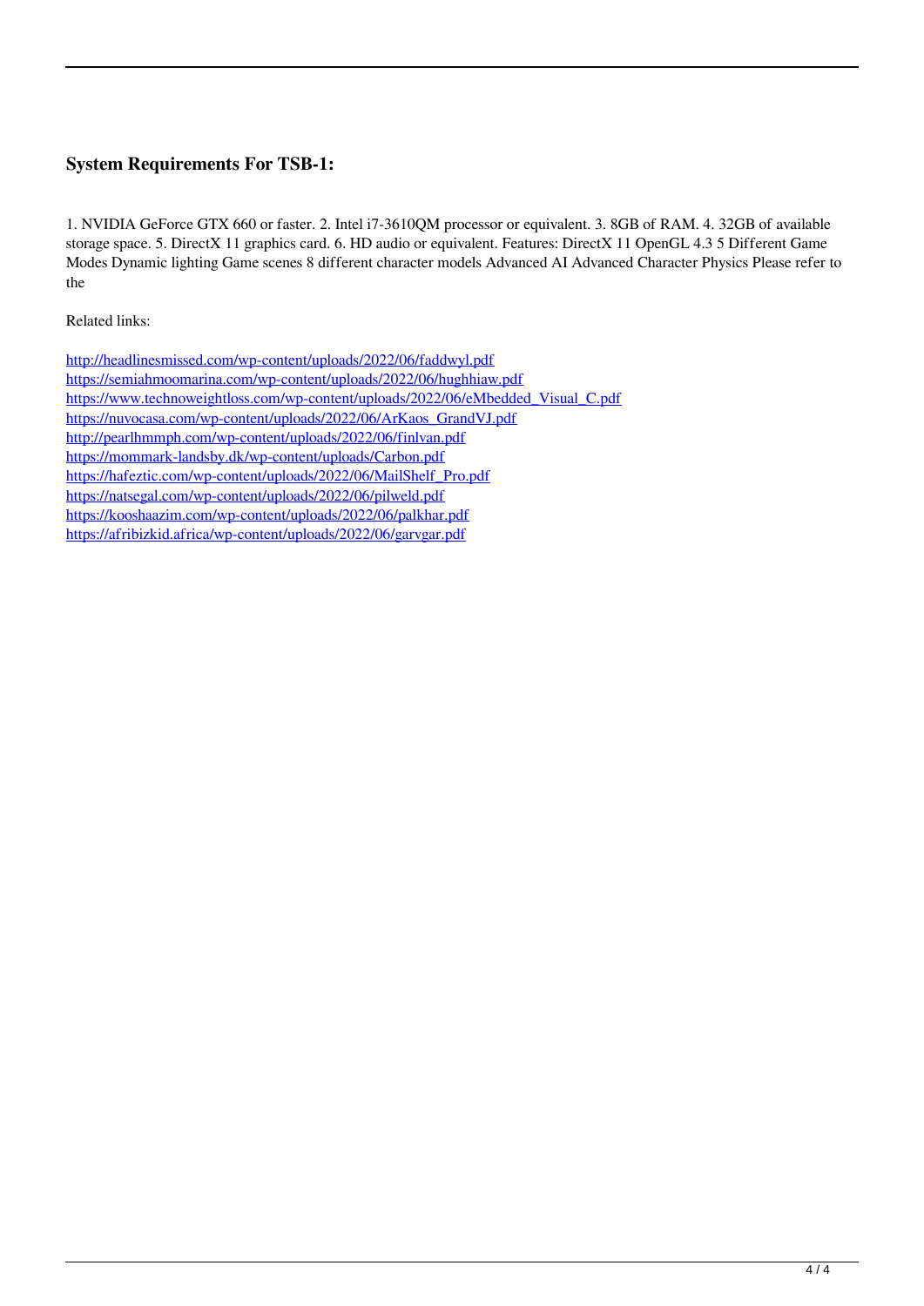### System Requirements For TSB-1:

1. NVIDIA GeForce GTX 660 or faster. 2. Intel i7-3610QM processor or equivalent. 3. 8GB of RAM. 4. 32GB of available storage space. 5. DirectX 11 graphics card. 6. HD audio or equivalent. Features: DirectX 11 OpenGL 4.3 5 Different Game Modes Dynamic lighting Game scenes 8 different character models Advanced AI Advanced Character Physics Please refer to the

Related links:

http://headlinesmissed.com/wp-content/uploads/2022/06/faddwyl.pdf
https://semiahmoomarina.com/wp-content/uploads/2022/06/hughhiaw.pdf
https://www.technoweightloss.com/wp-content/uploads/2022/06/eMbedded_Visual_C.pdf
https://nuvocasa.com/wp-content/uploads/2022/06/ArKaos_GrandVJ.pdf
http://pearlhmmph.com/wp-content/uploads/2022/06/finlvan.pdf
https://mommark-landsby.dk/wp-content/uploads/Carbon.pdf
https://hafeztic.com/wp-content/uploads/2022/06/MailShelf_Pro.pdf
https://natsegal.com/wp-content/uploads/2022/06/pilweld.pdf
https://kooshaazim.com/wp-content/uploads/2022/06/palkhar.pdf
https://afribizkid.africa/wp-content/uploads/2022/06/garvgar.pdf